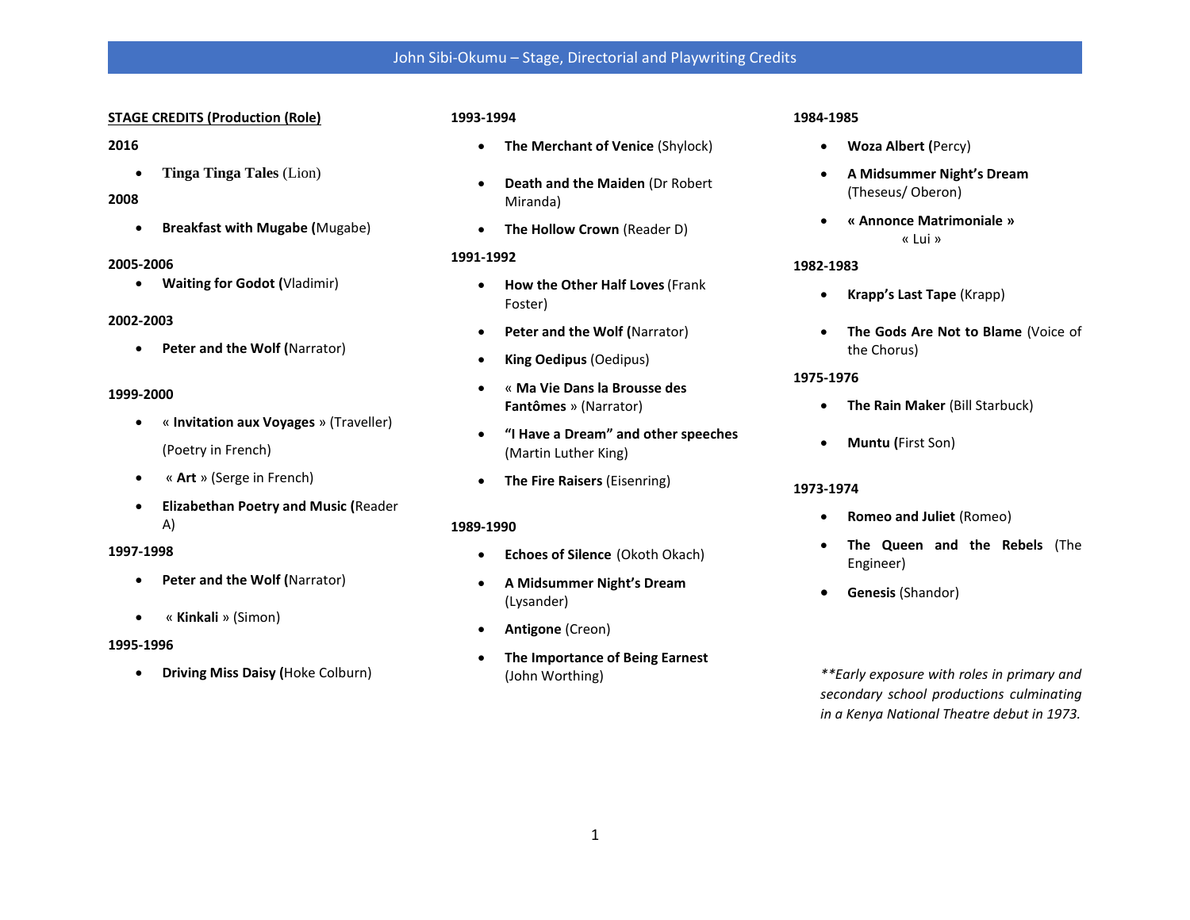# John Sibi-Okumu – Stage, Directorial and Playwriting Credits

**STAGE CREDITS (Production (Role)**

**2016**

- **Tinga Tinga Tales** (Lion)

**2008**

- **Breakfast with Mugabe (**Mugabe)

**2005-2006**

- **Waiting for Godot (**Vladimir)

**2002-2003**

- **Peter and the Wolf** (Narrator)

**1999-2000**

- « **Invitation aux Voyages** » (Traveller) (Poetry in French)
- « **Art** » (Serge in French)
- **Elizabethan Poetry and Music (**Reader A)

**1997-1998**

- **Peter and the Wolf (**Narrator)
- « **Kinkali** » (Simon)

**1995-1996**

- **Driving Miss Daisy (**Hoke Colburn)

**1993-1994**

- **The Merchant of Venice** (Shylock)
- **Death and the Maiden** (Dr Robert Miranda)
- **The Hollow Crown** (Reader D)

**1991-1992**

- **How the Other Half Loves** (Frank Foster)
- **Peter and the Wolf (**Narrator)
- **King Oedipus** (Oedipus)
- « **Ma Vie Dans la Brousse des Fantômes** » (Narrator)
- **"I Have a Dream" and other speeches** (Martin Luther King)
- **The Fire Raisers** (Eisenring)

**1989-1990**

- **Echoes of Silence** (Okoth Okach)
- **A Midsummer Night's Dream** (Lysander)
- **Antigone** (Creon)
- **The Importance of Being Earnest** (John Worthing)

**1984-1985**

- **Woza Albert** (Percy)
- **A Midsummer Night's Dream** (Theseus/ Oberon)
- **« Annonce Matrimoniale »** « Lui »

**1982-1983**

- **Krapp's Last Tape** (Krapp)
- **The Gods Are Not to Blame** (Voice of the Chorus)

**1975-1976**

- **The Rain Maker** (Bill Starbuck)
- **Muntu (**First Son)

**1973-1974**

- **Romeo and Juliet** (Romeo)
- **The Queen and the Rebels** (The Engineer)
- **Genesis** (Shandor)

*\*\*Early exposure with roles in primary and secondary school productions culminating in a Kenya National Theatre debut in 1973.*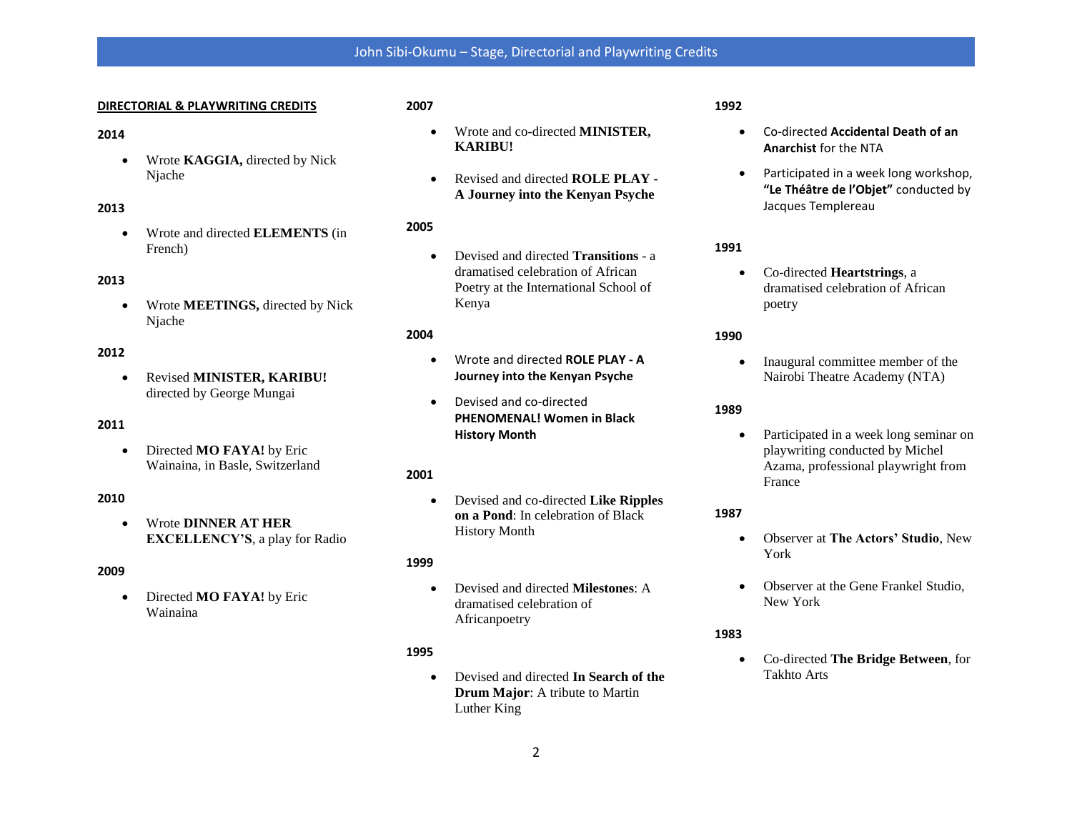## DIRECTORIAL & PLAYWRITING CREDITS

**2014**

- Wrote **KAGGIA,** directed by Nick Njache

**2013**

- Wrote and directed **ELEMENTS** (in French)

**2013**

- Wrote **MEETINGS,** directed by Nick Njache

**2012**

- Revised **MINISTER, KARIBU!** directed by George Mungai

**2011**

- Directed **MO FAYA!** by Eric Wainaina, in Basle, Switzerland

**2010**

- Wrote **DINNER AT HER EXCELLENCY'S**, a play for Radio

**2009**

- Directed **MO FAYA!** by Eric Wainaina

**2007**

- Wrote and co-directed **MINISTER, KARIBU!**
- Revised and directed **ROLE PLAY - A Journey into the Kenyan Psyche**

**2005**

- Devised and directed **Transitions** - a dramatised celebration of African Poetry at the International School of Kenya

**2004**

- Wrote and directed **ROLE PLAY - A Journey into the Kenyan Psyche**
- Devised and co-directed **PHENOMENAL! Women in Black History Month**

**2001**

- Devised and co-directed **Like Ripples on a Pond**: In celebration of Black History Month

**1999**

- Devised and directed **Milestones**: A dramatised celebration of Africanpoetry

**1995**

- Devised and directed **In Search of the Drum Major**: A tribute to Martin Luther King

**1992**

- Co-directed **Accidental Death of an Anarchist** for the NTA
- Participated in a week long workshop, **"Le Théâtre de l'Objet"** conducted by Jacques Templereau

**1991**

- Co-directed **Heartstrings**, a dramatised celebration of African poetry

**1990**

- Inaugural committee member of the Nairobi Theatre Academy (NTA)

**1989**

- Participated in a week long seminar on playwriting conducted by Michel Azama, professional playwright from France

**1987**

- Observer at **The Actors' Studio**, New York
- Observer at the Gene Frankel Studio, New York

**1983**

- Co-directed **The Bridge Between**, for Takhto Arts